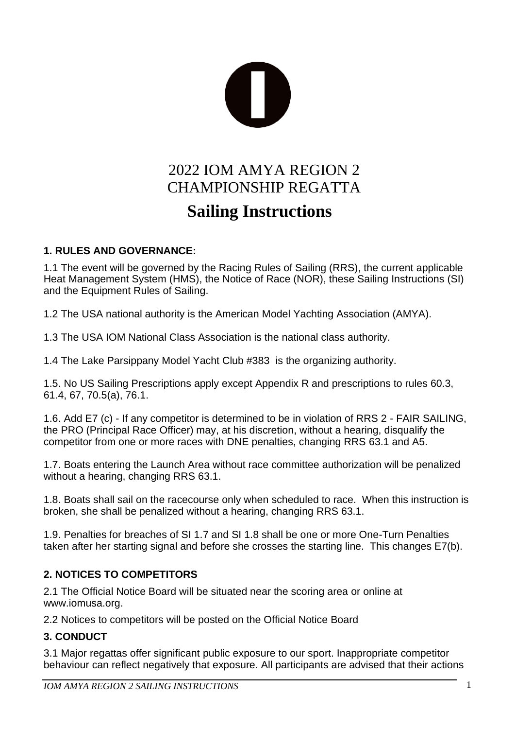# 2022 IOM AMYA REGION 2 CHAMPIONSHIP REGATTA

# Sailing Instructions

### 1. RULES AND GOVERNANCE:

1.1 The event will be governed by the Racing Rules of Sailing (RRS), the current applicable Heat Management System (HMS), the Notice of Race (NOR), these Sailing Instructions (SI) and the Equipment Rules of Sailing.

1.2 The USA national authority is the American Model Yachting Association (AMYA).

1.3 The USA IOM National Class Association is the national class authority.

1.4 The Lake Parsippany Model Yacht Club #383 is the organizing authority.

1.5. No US Sailing Prescriptions apply except Appendix R and prescriptions to rules 60.3, 61.4, 67, 70.5(a), 76.1.

1.6. Add E7 (c) - If any competitor is determined to be in violation of RRS 2 - FAIR SAILING, the PRO (Principal Race Officer) may, at his discretion, without a hearing, disqualify the competitor from one or more races with DNE penalties, changing RRS 63.1 and A5.

1.7. Boats entering the Launch Area without race committee authorization will be penalized without a hearing, changing RRS 63.1.

1.8. Boats shall sail on the racecourse only when scheduled to race. When this instruction is broken, she shall be penalized without a hearing, changing RRS 63.1.

1.9. Penalties for breaches of SI 1.7 and SI 1.8 shall be one or more One-Turn Penalties taken after her starting signal and before she crosses the starting line. This changes E7(b).

### 2. NOTICES TO COMPETITORS

2.1 The Official Notice Board will be situated near the scoring area or online at www.iomusa.org.

2.2 Notices to competitors will be posted on the Official Notice Board

### 3. CONDUCT

3.1 Major regattas offer significant public exposure to our sport. Inappropriate competitor behaviour can reflect negatively that exposure. All participants are advised that their actions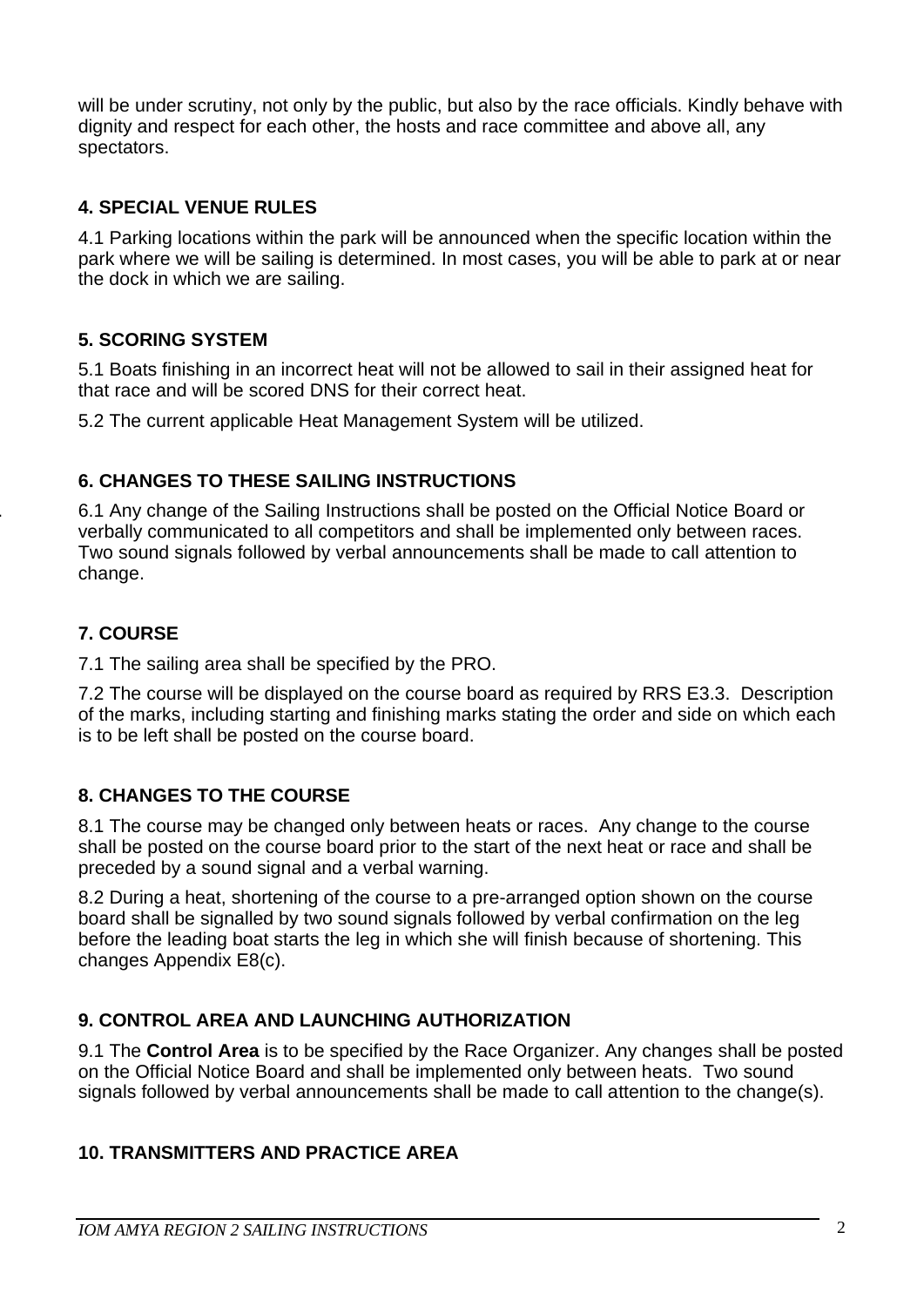will be under scrutiny, not only by the public, but also by the race officials. Kindly behave with dignity and respect for each other, the hosts and race committee and above all, any spectators.

## 4. SPECIAL VENUE RULES

4.1 Parking locations within the park will be announced when the specific location within the park where we will be sailing is determined. In most cases, you will be able to park at or near the dock in which we are sailing.

## 5. SCORING SYSTEM

5.1 Boats finishing in an incorrect heat will not be allowed to sail in their assigned heat for that race and will be scored DNS for their correct heat.

5.2 The current applicable Heat Management System will be utilized.

## 6. CHANGES TO THESE SAILING INSTRUCTIONS

6.1 Any change of the Sailing Instructions shall be posted on the Official Notice Board or verbally communicated to all competitors and shall be implemented only between races. Two sound signals followed by verbal announcements shall be made to call attention to change.

## 7. COURSE

7.1 The sailing area shall be specified by the PRO.

7.2 The course will be displayed on the course board as required by RRS E3.3. Description of the marks, including starting and finishing marks stating the order and side on which each is to be left shall be posted on the course board.

## 8. CHANGES TO THE COURSE

8.1 The course may be changed only between heats or races. Any change to the course shall be posted on the course board prior to the start of the next heat or race and shall be preceded by a sound signal and a verbal warning.

8.2 During a heat, shortening of the course to a pre-arranged option shown on the course board shall be signalled by two sound signals followed by verbal confirmation on the leg before the leading boat starts the leg in which she will finish because of shortening. This changes Appendix E8(c).

## 9. CONTROL AREA AND LAUNCHING AUTHORIZATION

9.1 The **Control Area** is to be specified by the Race Organizer. Any changes shall be posted on the Official Notice Board and shall be implemented only between heats. Two sound signals followed by verbal announcements shall be made to call attention to the change(s).

## 10. TRANSMITTERS AND PRACTICE AREA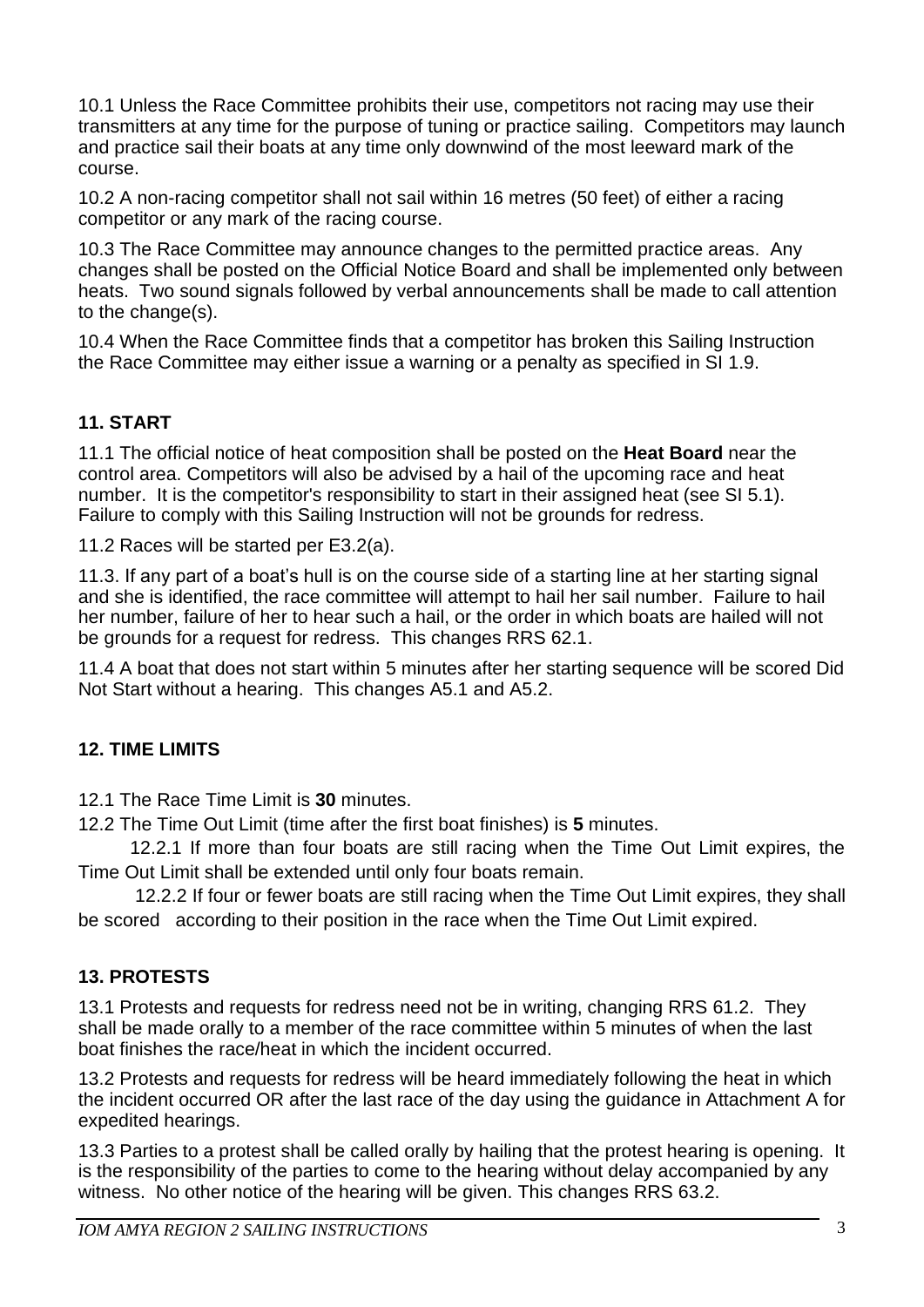10.1 Unless the Race Committee prohibits their use, competitors not racing may use their transmitters at any time for the purpose of tuning or practice sailing. Competitors may launch and practice sail their boats at any time only downwind of the most leeward mark of the course.

10.2 A non-racing competitor shall not sail within 16 metres (50 feet) of either a racing competitor or any mark of the racing course.

10.3 The Race Committee may announce changes to the permitted practice areas. Any changes shall be posted on the Official Notice Board and shall be implemented only between heats. Two sound signals followed by verbal announcements shall be made to call attention to the change(s).

10.4 When the Race Committee finds that a competitor has broken this Sailing Instruction the Race Committee may either issue a warning or a penalty as specified in SI 1.9.

## 11. START

11.1 The official notice of heat composition shall be posted on the **Heat Board** near the control area. Competitors will also be advised by a hail of the upcoming race and heat number. It is the competitor's responsibility to start in their assigned heat (see SI 5.1). Failure to comply with this Sailing Instruction will not be grounds for redress.

11.2 Races will be started per E3.2(a).

11.3. If any part of a boat's hull is on the course side of a starting line at her starting signal and she is identified, the race committee will attempt to hail her sail number. Failure to hail her number, failure of her to hear such a hail, or the order in which boats are hailed will not be grounds for a request for redress. This changes RRS 62.1.

11.4 A boat that does not start within 5 minutes after her starting sequence will be scored Did Not Start without a hearing. This changes A5.1 and A5.2.

## 12. TIME LIMITS

12.1 The Race Time Limit is **30** minutes.

12.2 The Time Out Limit (time after the first boat finishes) is **5** minutes.

12.2.1 If more than four boats are still racing when the Time Out Limit expires, the Time Out Limit shall be extended until only four boats remain.

12.2.2 If four or fewer boats are still racing when the Time Out Limit expires, they shall be scored according to their position in the race when the Time Out Limit expired.

## 13. PROTESTS

13.1 Protests and requests for redress need not be in writing, changing RRS 61.2. They shall be made orally to a member of the race committee within 5 minutes of when the last boat finishes the race/heat in which the incident occurred.

13.2 Protests and requests for redress will be heard immediately following the heat in which the incident occurred OR after the last race of the day using the guidance in Attachment A for expedited hearings.

13.3 Parties to a protest shall be called orally by hailing that the protest hearing is opening. It is the responsibility of the parties to come to the hearing without delay accompanied by any witness. No other notice of the hearing will be given. This changes RRS 63.2.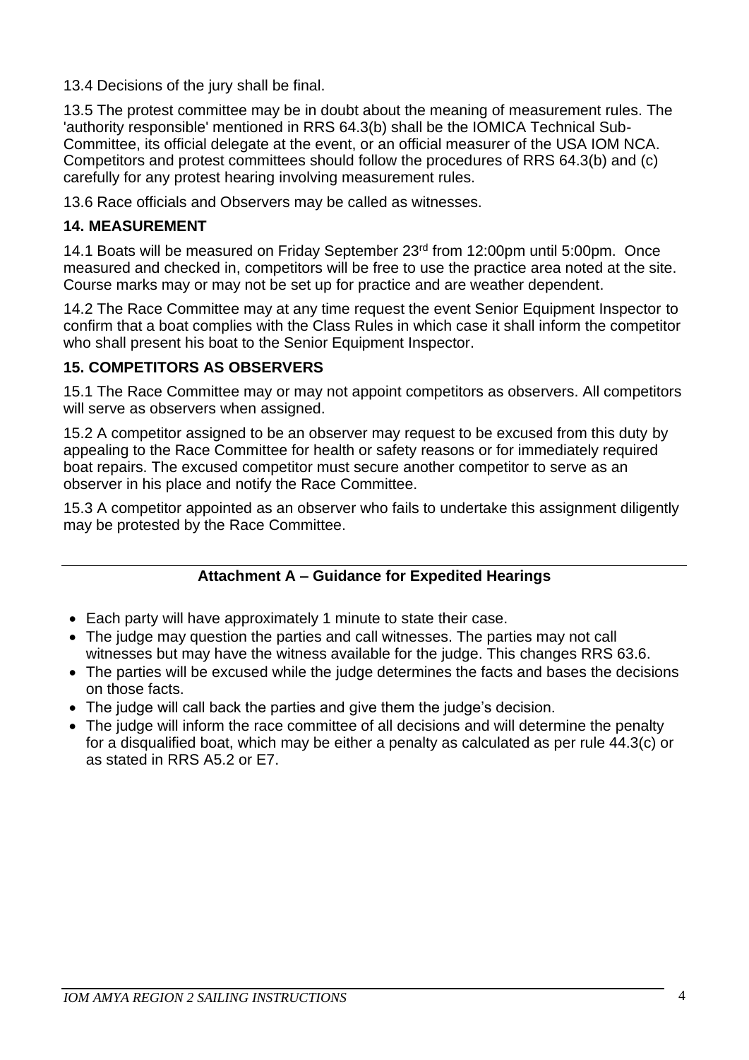13.4 Decisions of the jury shall be final.

13.5 The protest committee may be in doubt about the meaning of measurement rules. The 'authority responsible' mentioned in RRS 64.3(b) shall be the IOMICA Technical Sub-Committee, its official delegate at the event, or an official measurer of the USA IOM NCA. Competitors and protest committees should follow the procedures of RRS 64.3(b) and (c) carefully for any protest hearing involving measurement rules.

13.6 Race officials and Observers may be called as witnesses.

### 14. MEASUREMENT

14.1 Boats will be measured on Friday September 23rd from 12:00pm until 5:00pm. Once measured and checked in, competitors will be free to use the practice area noted at the site. Course marks may or may not be set up for practice and are weather dependent.

14.2 The Race Committee may at any time request the event Senior Equipment Inspector to confirm that a boat complies with the Class Rules in which case it shall inform the competitor who shall present his boat to the Senior Equipment Inspector.

### 15. COMPETITORS AS OBSERVERS

15.1 The Race Committee may or may not appoint competitors as observers. All competitors will serve as observers when assigned.

15.2 A competitor assigned to be an observer may request to be excused from this duty by appealing to the Race Committee for health or safety reasons or for immediately required boat repairs. The excused competitor must secure another competitor to serve as an observer in his place and notify the Race Committee.

15.3 A competitor appointed as an observer who fails to undertake this assignment diligently may be protested by the Race Committee.

---

## Attachment A – Guidance for Expedited Hearings

- Each party will have approximately 1 minute to state their case.
- The judge may question the parties and call witnesses. The parties may not call witnesses but may have the witness available for the judge. This changes RRS 63.6.
- The parties will be excused while the judge determines the facts and bases the decisions on those facts.
- The judge will call back the parties and give them the judge's decision.
- The judge will inform the race committee of all decisions and will determine the penalty for a disqualified boat, which may be either a penalty as calculated as per rule 44.3(c) or as stated in RRS A5.2 or E7.